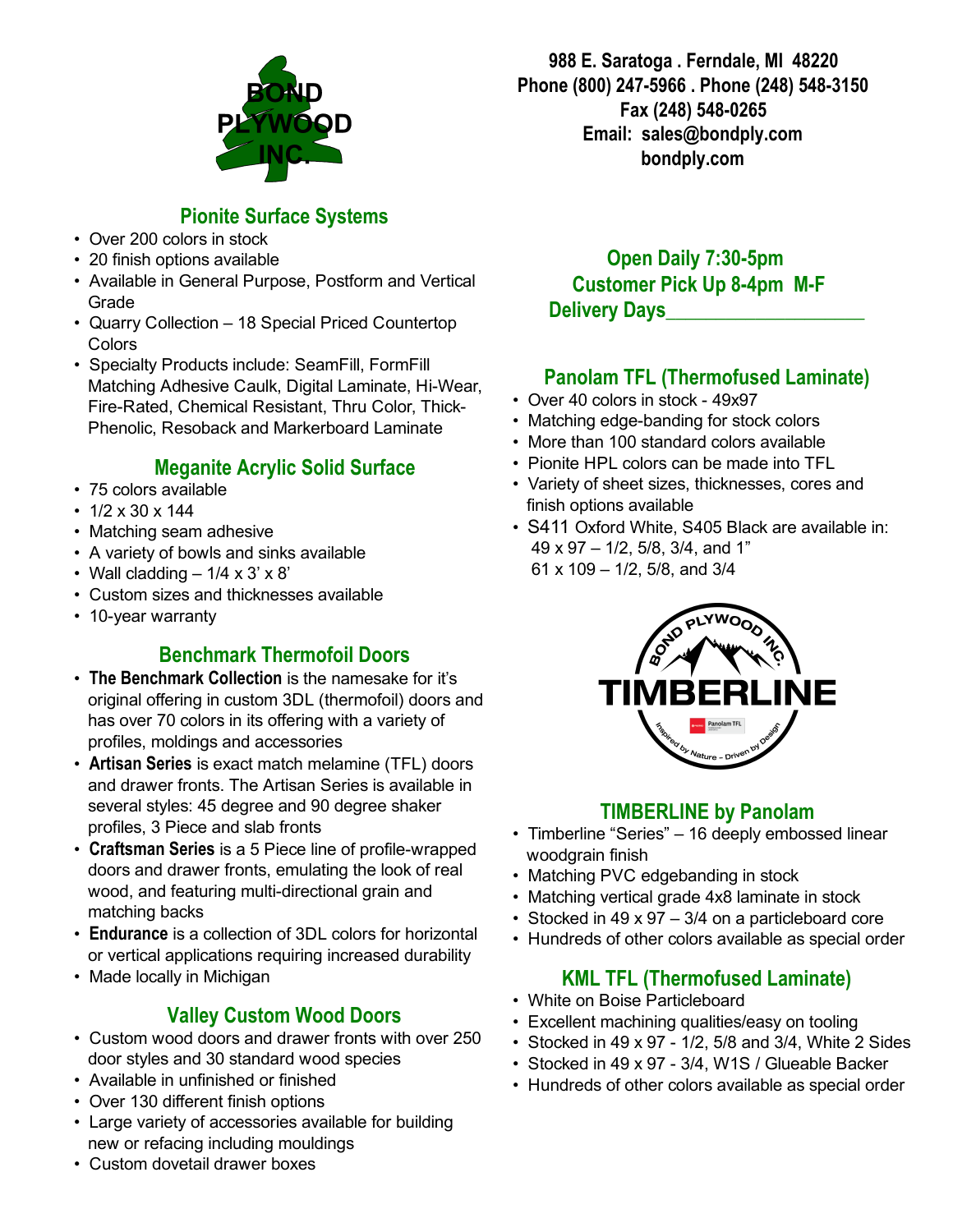BOND PLYWOOD INC.

988 E. Saratoga . Ferndale, MI 48220
Phone (800) 247-5966 . Phone (248) 548-3150
Fax (248) 548-0265
Email: sales@bondply.com
bondply.com

**Open Daily 7:30-5pm**
**Customer Pick Up 8-4pm M-F**
**Delivery Days___________________**

## Pionite Surface Systems

- Over 200 colors in stock
- 20 finish options available
- Available in General Purpose, Postform and Vertical Grade
- Quarry Collection – 18 Special Priced Countertop Colors
- Specialty Products include: SeamFill, FormFill Matching Adhesive Caulk, Digital Laminate, Hi-Wear, Fire-Rated, Chemical Resistant, Thru Color, Thick-Phenolic, Resoback and Markerboard Laminate

## Meganite Acrylic Solid Surface

- 75 colors available
- 1/2 x 30 x 144
- Matching seam adhesive
- A variety of bowls and sinks available
- Wall cladding – 1/4 x 3' x 8'
- Custom sizes and thicknesses available
- 10-year warranty

## Benchmark Thermofoil Doors

- **The Benchmark Collection** is the namesake for it's original offering in custom 3DL (thermofoil) doors and has over 70 colors in its offering with a variety of profiles, moldings and accessories
- **Artisan Series** is exact match melamine (TFL) doors and drawer fronts. The Artisan Series is available in several styles: 45 degree and 90 degree shaker profiles, 3 Piece and slab fronts
- **Craftsman Series** is a 5 Piece line of profile-wrapped doors and drawer fronts, emulating the look of real wood, and featuring multi-directional grain and matching backs
- **Endurance** is a collection of 3DL colors for horizontal or vertical applications requiring increased durability
- Made locally in Michigan

## Valley Custom Wood Doors

- Custom wood doors and drawer fronts with over 250 door styles and 30 standard wood species
- Available in unfinished or finished
- Over 130 different finish options
- Large variety of accessories available for building new or refacing including mouldings
- Custom dovetail drawer boxes

## Panolam TFL (Thermofused Laminate)

- Over 40 colors in stock - 49x97
- Matching edge-banding for stock colors
- More than 100 standard colors available
- Pionite HPL colors can be made into TFL
- Variety of sheet sizes, thicknesses, cores and finish options available
- S411 Oxford White, S405 Black are available in:
  49 x 97 – 1/2, 5/8, 3/4, and 1"
  61 x 109 – 1/2, 5/8, and 3/4

BOND PLYWOOD INC.
TIMBERLINE
Panolam TFL
Inspired by Nature – Driven by Design

## TIMBERLINE by Panolam

- Timberline "Series" – 16 deeply embossed linear woodgrain finish
- Matching PVC edgebanding in stock
- Matching vertical grade 4x8 laminate in stock
- Stocked in 49 x 97 – 3/4 on a particleboard core
- Hundreds of other colors available as special order

## KML TFL (Thermofused Laminate)

- White on Boise Particleboard
- Excellent machining qualities/easy on tooling
- Stocked in 49 x 97 - 1/2, 5/8 and 3/4, White 2 Sides
- Stocked in 49 x 97 - 3/4, W1S / Glueable Backer
- Hundreds of other colors available as special order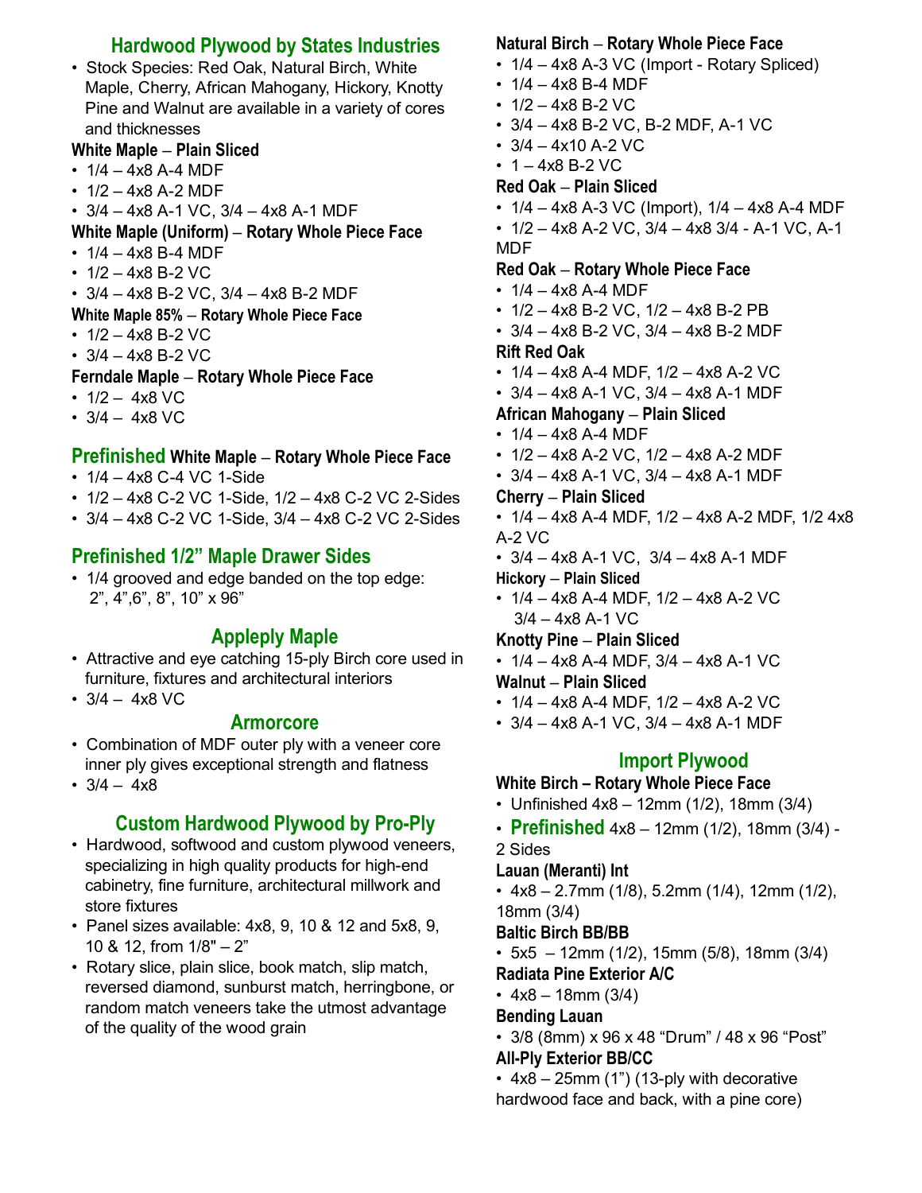## Hardwood Plywood by States Industries

- Stock Species: Red Oak, Natural Birch, White Maple, Cherry, African Mahogany, Hickory, Knotty Pine and Walnut are available in a variety of cores and thicknesses

**White Maple – Plain Sliced**

- 1/4 – 4x8 A-4 MDF
- 1/2 – 4x8 A-2 MDF
- 3/4 – 4x8 A-1 VC, 3/4 – 4x8 A-1 MDF

**White Maple (Uniform) – Rotary Whole Piece Face**

- 1/4 – 4x8 B-4 MDF
- 1/2 – 4x8 B-2 VC
- 3/4 – 4x8 B-2 VC, 3/4 – 4x8 B-2 MDF

**White Maple 85% – Rotary Whole Piece Face**

- 1/2 – 4x8 B-2 VC
- 3/4 – 4x8 B-2 VC

**Ferndale Maple – Rotary Whole Piece Face**

- 1/2 – 4x8 VC
- 3/4 – 4x8 VC

### Prefinished White Maple – Rotary Whole Piece Face

- 1/4 – 4x8 C-4 VC 1-Side
- 1/2 – 4x8 C-2 VC 1-Side, 1/2 – 4x8 C-2 VC 2-Sides
- 3/4 – 4x8 C-2 VC 1-Side, 3/4 – 4x8 C-2 VC 2-Sides

### Prefinished 1/2" Maple Drawer Sides

- 1/4 grooved and edge banded on the top edge: 2", 4",6", 8", 10" x 96"

## Appleply Maple

- Attractive and eye catching 15-ply Birch core used in furniture, fixtures and architectural interiors
- 3/4 – 4x8 VC

## Armorcore

- Combination of MDF outer ply with a veneer core inner ply gives exceptional strength and flatness
- 3/4 – 4x8

## Custom Hardwood Plywood by Pro-Ply

- Hardwood, softwood and custom plywood veneers, specializing in high quality products for high-end cabinetry, fine furniture, architectural millwork and store fixtures
- Panel sizes available: 4x8, 9, 10 & 12 and 5x8, 9, 10 & 12, from 1/8" – 2"
- Rotary slice, plain slice, book match, slip match, reversed diamond, sunburst match, herringbone, or random match veneers take the utmost advantage of the quality of the wood grain

**Natural Birch – Rotary Whole Piece Face**

- 1/4 – 4x8 A-3 VC (Import - Rotary Spliced)
- 1/4 – 4x8 B-4 MDF
- 1/2 – 4x8 B-2 VC
- 3/4 – 4x8 B-2 VC, B-2 MDF, A-1 VC
- 3/4 – 4x10 A-2 VC
- 1 – 4x8 B-2 VC

**Red Oak – Plain Sliced**

- 1/4 – 4x8 A-3 VC (Import), 1/4 – 4x8 A-4 MDF
- 1/2 – 4x8 A-2 VC, 3/4 – 4x8 3/4 - A-1 VC, A-1 MDF

**Red Oak – Rotary Whole Piece Face**

- 1/4 – 4x8 A-4 MDF
- 1/2 – 4x8 B-2 VC, 1/2 – 4x8 B-2 PB
- 3/4 – 4x8 B-2 VC, 3/4 – 4x8 B-2 MDF

**Rift Red Oak**

- 1/4 – 4x8 A-4 MDF, 1/2 – 4x8 A-2 VC
- 3/4 – 4x8 A-1 VC, 3/4 – 4x8 A-1 MDF

**African Mahogany – Plain Sliced**

- 1/4 – 4x8 A-4 MDF
- 1/2 – 4x8 A-2 VC, 1/2 – 4x8 A-2 MDF
- 3/4 – 4x8 A-1 VC, 3/4 – 4x8 A-1 MDF

**Cherry – Plain Sliced**

- 1/4 – 4x8 A-4 MDF, 1/2 – 4x8 A-2 MDF, 1/2 4x8 A-2 VC
- 3/4 – 4x8 A-1 VC, 3/4 – 4x8 A-1 MDF

**Hickory – Plain Sliced**

- 1/4 – 4x8 A-4 MDF, 1/2 – 4x8 A-2 VC
  3/4 – 4x8 A-1 VC

**Knotty Pine – Plain Sliced**

- 1/4 – 4x8 A-4 MDF, 3/4 – 4x8 A-1 VC

**Walnut – Plain Sliced**

- 1/4 – 4x8 A-4 MDF, 1/2 – 4x8 A-2 VC
- 3/4 – 4x8 A-1 VC, 3/4 – 4x8 A-1 MDF

## Import Plywood

**White Birch – Rotary Whole Piece Face**

- Unfinished 4x8 – 12mm (1/2), 18mm (3/4)
- **Prefinished** 4x8 – 12mm (1/2), 18mm (3/4) - 2 Sides

**Lauan (Meranti) Int**

- 4x8 – 2.7mm (1/8), 5.2mm (1/4), 12mm (1/2), 18mm (3/4)

**Baltic Birch BB/BB**

- 5x5 – 12mm (1/2), 15mm (5/8), 18mm (3/4)

**Radiata Pine Exterior A/C**

- 4x8 – 18mm (3/4)

**Bending Lauan**

- 3/8 (8mm) x 96 x 48 "Drum" / 48 x 96 "Post"

**All-Ply Exterior BB/CC**

- 4x8 – 25mm (1") (13-ply with decorative hardwood face and back, with a pine core)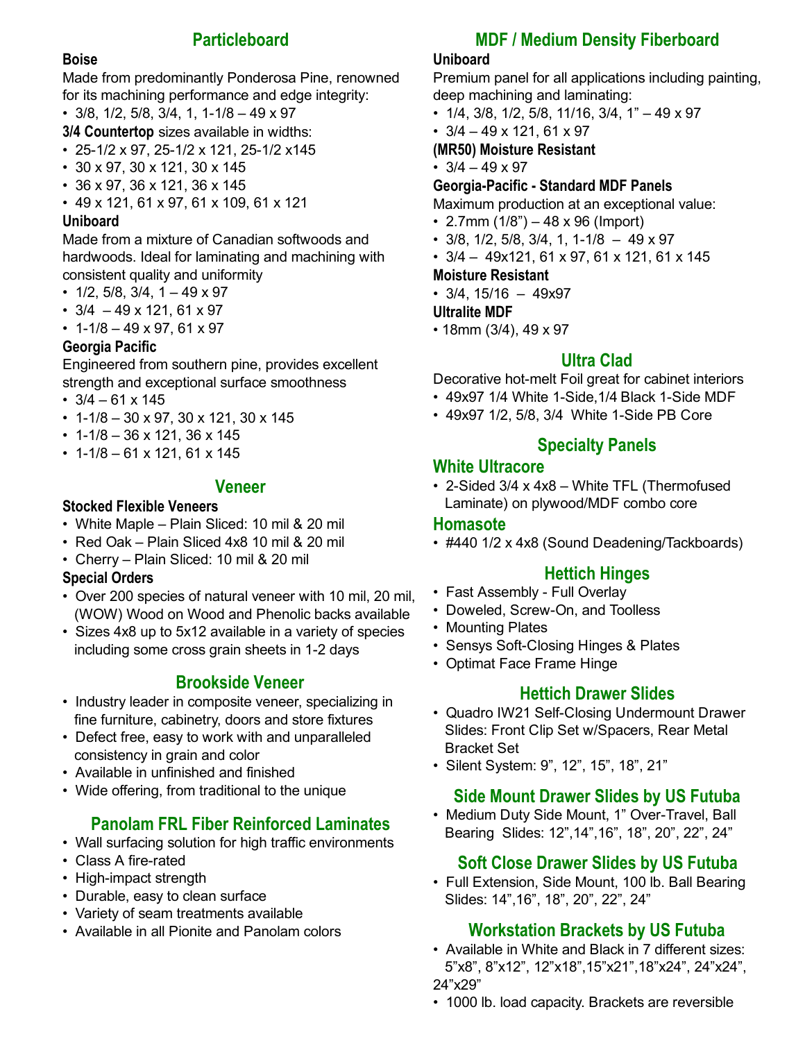## Particleboard

### Boise

Made from predominantly Ponderosa Pine, renowned for its machining performance and edge integrity:

- 3/8, 1/2, 5/8, 3/4, 1, 1-1/8 – 49 x 97

**3/4 Countertop** sizes available in widths:

- 25-1/2 x 97, 25-1/2 x 121, 25-1/2 x145
- 30 x 97, 30 x 121, 30 x 145
- 36 x 97, 36 x 121, 36 x 145
- 49 x 121, 61 x 97, 61 x 109, 61 x 121

### Uniboard

Made from a mixture of Canadian softwoods and hardwoods. Ideal for laminating and machining with consistent quality and uniformity

- 1/2, 5/8, 3/4, 1 – 49 x 97
- 3/4 – 49 x 121, 61 x 97
- 1-1/8 – 49 x 97, 61 x 97

### Georgia Pacific

Engineered from southern pine, provides excellent strength and exceptional surface smoothness

- 3/4 – 61 x 145
- 1-1/8 – 30 x 97, 30 x 121, 30 x 145
- 1-1/8 – 36 x 121, 36 x 145
- 1-1/8 – 61 x 121, 61 x 145

## Veneer

### Stocked Flexible Veneers

- White Maple – Plain Sliced: 10 mil & 20 mil
- Red Oak – Plain Sliced 4x8 10 mil & 20 mil
- Cherry – Plain Sliced: 10 mil & 20 mil

### Special Orders

- Over 200 species of natural veneer with 10 mil, 20 mil, (WOW) Wood on Wood and Phenolic backs available
- Sizes 4x8 up to 5x12 available in a variety of species including some cross grain sheets in 1-2 days

## Brookside Veneer

- Industry leader in composite veneer, specializing in fine furniture, cabinetry, doors and store fixtures
- Defect free, easy to work with and unparalleled consistency in grain and color
- Available in unfinished and finished
- Wide offering, from traditional to the unique

## Panolam FRL Fiber Reinforced Laminates

- Wall surfacing solution for high traffic environments
- Class A fire-rated
- High-impact strength
- Durable, easy to clean surface
- Variety of seam treatments available
- Available in all Pionite and Panolam colors

## MDF / Medium Density Fiberboard

### Uniboard

Premium panel for all applications including painting, deep machining and laminating:

- 1/4, 3/8, 1/2, 5/8, 11/16, 3/4, 1" – 49 x 97
- 3/4 – 49 x 121, 61 x 97

### (MR50) Moisture Resistant

- 3/4 – 49 x 97

### Georgia-Pacific - Standard MDF Panels

Maximum production at an exceptional value:

- 2.7mm (1/8") – 48 x 96 (Import)
- 3/8, 1/2, 5/8, 3/4, 1, 1-1/8 – 49 x 97
- 3/4 – 49x121, 61 x 97, 61 x 121, 61 x 145

### Moisture Resistant

- 3/4, 15/16 – 49x97

### Ultralite MDF

- 18mm (3/4), 49 x 97

## Ultra Clad

Decorative hot-melt Foil great for cabinet interiors

- 49x97 1/4 White 1-Side,1/4 Black 1-Side MDF
- 49x97 1/2, 5/8, 3/4 White 1-Side PB Core

## Specialty Panels

### White Ultracore

- 2-Sided 3/4 x 4x8 – White TFL (Thermofused Laminate) on plywood/MDF combo core

### Homasote

- #440 1/2 x 4x8 (Sound Deadening/Tackboards)

## Hettich Hinges

- Fast Assembly - Full Overlay
- Doweled, Screw-On, and Toolless
- Mounting Plates
- Sensys Soft-Closing Hinges & Plates
- Optimat Face Frame Hinge

## Hettich Drawer Slides

- Quadro IW21 Self-Closing Undermount Drawer Slides: Front Clip Set w/Spacers, Rear Metal Bracket Set
- Silent System: 9", 12", 15", 18", 21"

## Side Mount Drawer Slides by US Futuba

- Medium Duty Side Mount, 1" Over-Travel, Ball Bearing Slides: 12",14",16", 18", 20", 22", 24"

## Soft Close Drawer Slides by US Futuba

- Full Extension, Side Mount, 100 lb. Ball Bearing Slides: 14",16", 18", 20", 22", 24"

## Workstation Brackets by US Futuba

- Available in White and Black in 7 different sizes: 5"x8", 8"x12", 12"x18",15"x21",18"x24", 24"x24", 24"x29"
- 1000 lb. load capacity. Brackets are reversible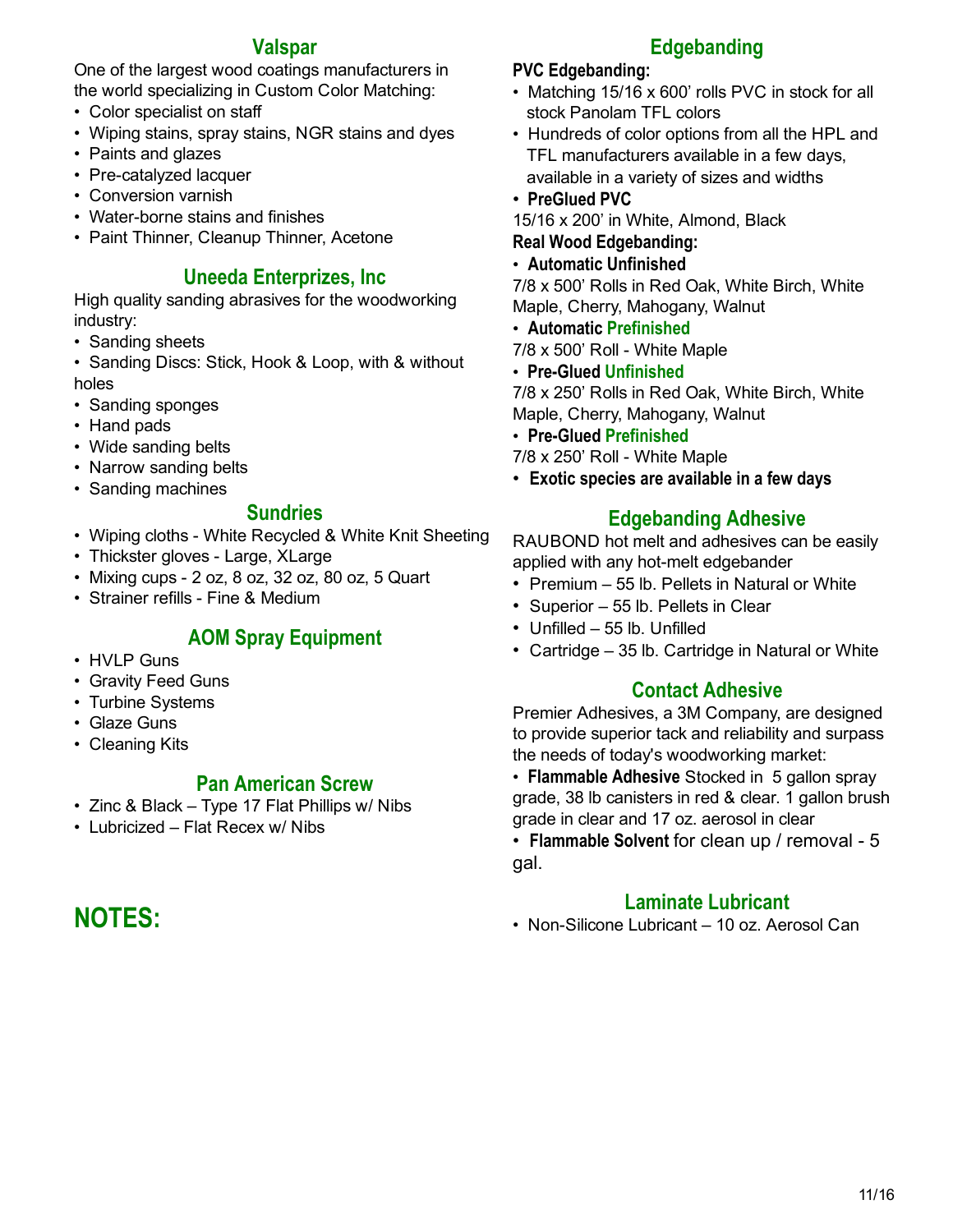## Valspar

One of the largest wood coatings manufacturers in the world specializing in Custom Color Matching:

- Color specialist on staff
- Wiping stains, spray stains, NGR stains and dyes
- Paints and glazes
- Pre-catalyzed lacquer
- Conversion varnish
- Water-borne stains and finishes
- Paint Thinner, Cleanup Thinner, Acetone

## Uneeda Enterprizes, Inc

High quality sanding abrasives for the woodworking industry:

- Sanding sheets
- Sanding Discs: Stick, Hook & Loop, with & without holes
- Sanding sponges
- Hand pads
- Wide sanding belts
- Narrow sanding belts
- Sanding machines

## Sundries

- Wiping cloths - White Recycled & White Knit Sheeting
- Thickster gloves - Large, XLarge
- Mixing cups - 2 oz, 8 oz, 32 oz, 80 oz, 5 Quart
- Strainer refills - Fine & Medium

## AOM Spray Equipment

- HVLP Guns
- Gravity Feed Guns
- Turbine Systems
- Glaze Guns
- Cleaning Kits

## Pan American Screw

- Zinc & Black – Type 17 Flat Phillips w/ Nibs
- Lubricized – Flat Recex w/ Nibs

# NOTES:

## Edgebanding

**PVC Edgebanding:**

- Matching 15/16 x 600' rolls PVC in stock for all stock Panolam TFL colors
- Hundreds of color options from all the HPL and TFL manufacturers available in a few days, available in a variety of sizes and widths
- **PreGlued PVC**

15/16 x 200' in White, Almond, Black

**Real Wood Edgebanding:**

- **Automatic Unfinished**

7/8 x 500' Rolls in Red Oak, White Birch, White Maple, Cherry, Mahogany, Walnut

- **Automatic Prefinished**

7/8 x 500' Roll - White Maple

- **Pre-Glued Unfinished**

7/8 x 250' Rolls in Red Oak, White Birch, White Maple, Cherry, Mahogany, Walnut

- **Pre-Glued Prefinished**

7/8 x 250' Roll - White Maple

- **Exotic species are available in a few days**

## Edgebanding Adhesive

RAUBOND hot melt and adhesives can be easily applied with any hot-melt edgebander

- Premium – 55 lb. Pellets in Natural or White
- Superior – 55 lb. Pellets in Clear
- Unfilled – 55 lb. Unfilled
- Cartridge – 35 lb. Cartridge in Natural or White

## Contact Adhesive

Premier Adhesives, a 3M Company, are designed to provide superior tack and reliability and surpass the needs of today's woodworking market:

- **Flammable Adhesive** Stocked in 5 gallon spray grade, 38 lb canisters in red & clear. 1 gallon brush grade in clear and 17 oz. aerosol in clear
- **Flammable Solvent** for clean up / removal - 5 gal.

## Laminate Lubricant

- Non-Silicone Lubricant – 10 oz. Aerosol Can